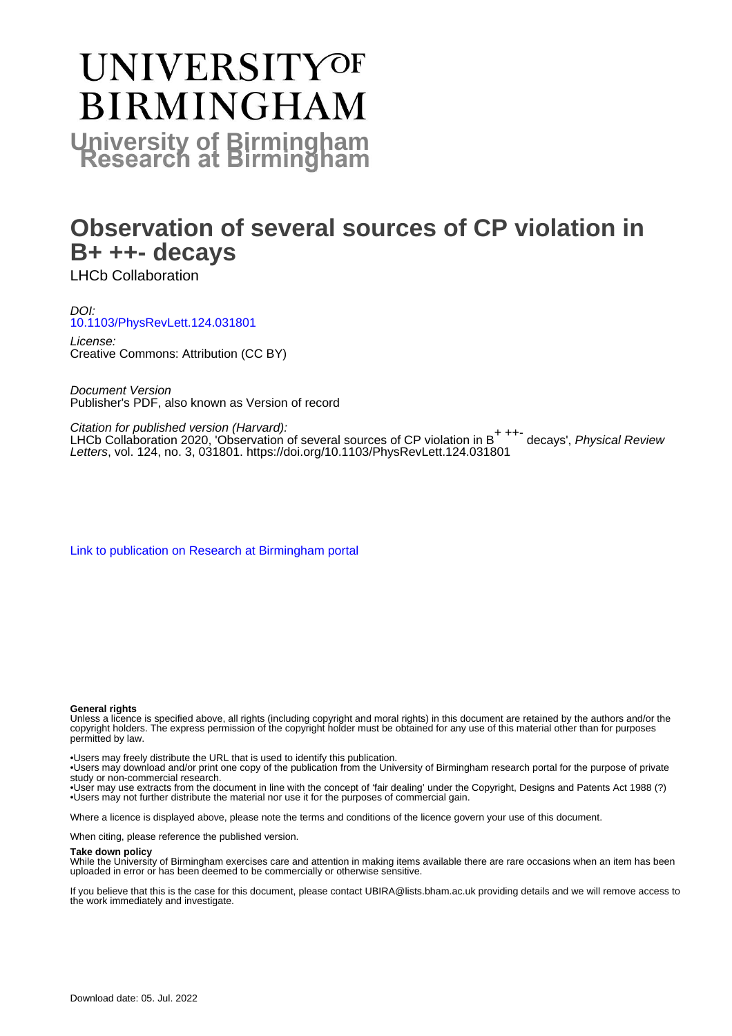# UNIVERSITY OF BIRMINGHAM

## University of Birmingham Research at Birmingham

# Observation of several sources of CP violation in B+ ++- decays

LHCb Collaboration

*DOI:*
10.1103/PhysRevLett.124.031801

*License:*
Creative Commons: Attribution (CC BY)

*Document Version*
Publisher's PDF, also known as Version of record

*Citation for published version (Harvard):*
LHCb Collaboration 2020, 'Observation of several sources of CP violation in $B^{+ ++-}$ decays', *Physical Review Letters*, vol. 124, no. 3, 031801. https://doi.org/10.1103/PhysRevLett.124.031801

Link to publication on Research at Birmingham portal

**General rights**

Unless a licence is specified above, all rights (including copyright and moral rights) in this document are retained by the authors and/or the copyright holders. The express permission of the copyright holder must be obtained for any use of this material other than for purposes permitted by law.

•Users may freely distribute the URL that is used to identify this publication.
•Users may download and/or print one copy of the publication from the University of Birmingham research portal for the purpose of private study or non-commercial research.
•User may use extracts from the document in line with the concept of 'fair dealing' under the Copyright, Designs and Patents Act 1988 (?)
•Users may not further distribute the material nor use it for the purposes of commercial gain.

Where a licence is displayed above, please note the terms and conditions of the licence govern your use of this document.

When citing, please reference the published version.

**Take down policy**

While the University of Birmingham exercises care and attention in making items available there are rare occasions when an item has been uploaded in error or has been deemed to be commercially or otherwise sensitive.

If you believe that this is the case for this document, please contact UBIRA@lists.bham.ac.uk providing details and we will remove access to the work immediately and investigate.

Download date: 05. Jul. 2022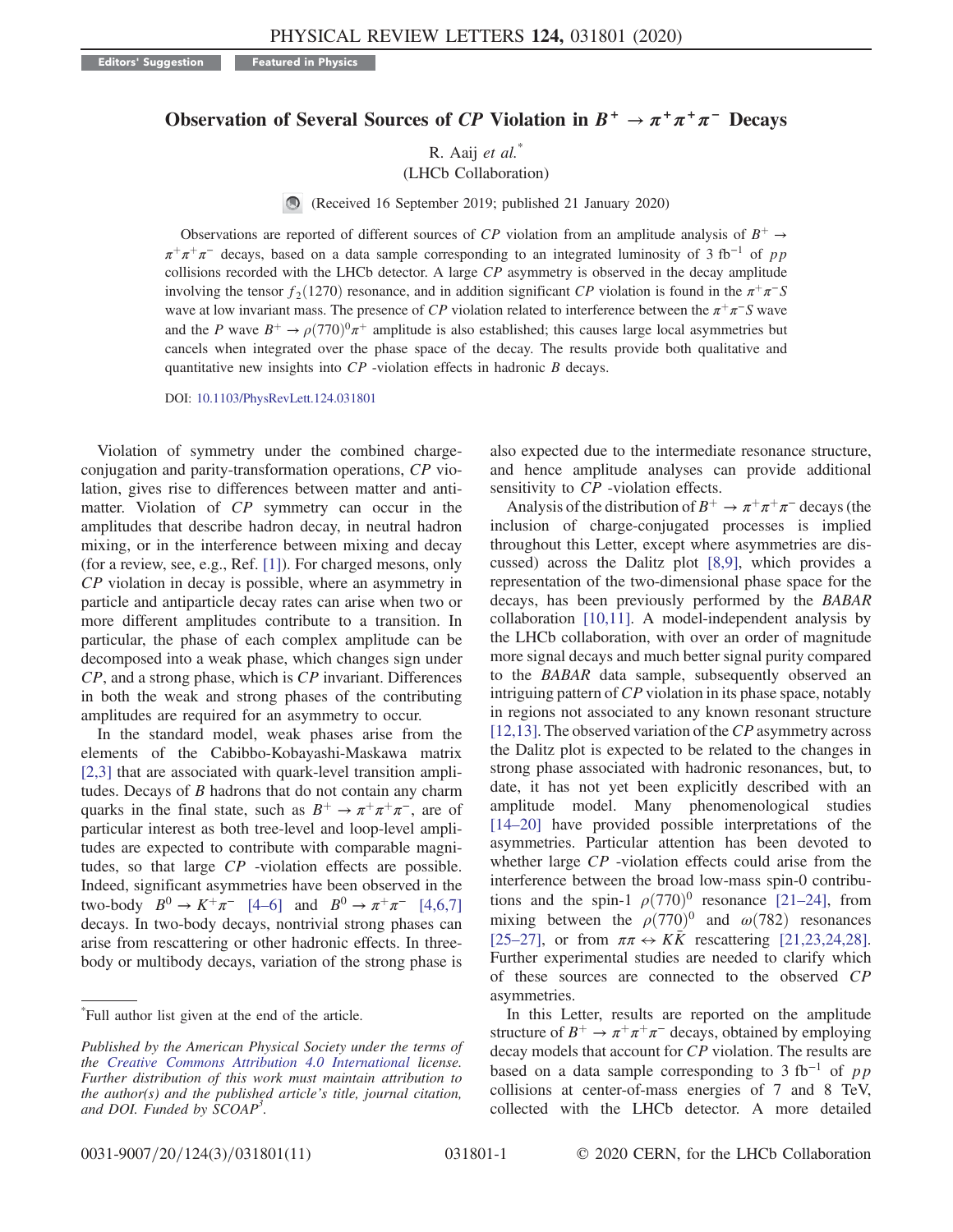# Observation of Several Sources of $CP$ Violation in $B^+ \to \pi^+\pi^+\pi^-$ Decays

R. Aaij *et al.*[*]

(LHCb Collaboration)

(Received 16 September 2019; published 21 January 2020)

Observations are reported of different sources of $CP$ violation from an amplitude analysis of $B^+ \to \pi^+\pi^+\pi^-$ decays, based on a data sample corresponding to an integrated luminosity of 3 fb$^{-1}$ of $pp$ collisions recorded with the LHCb detector. A large $CP$ asymmetry is observed in the decay amplitude involving the tensor $f_2(1270)$ resonance, and in addition significant $CP$ violation is found in the $\pi^+\pi^- S$ wave at low invariant mass. The presence of $CP$ violation related to interference between the $\pi^+\pi^- S$ wave and the $P$ wave $B^+ \to \rho(770)^0\pi^+$ amplitude is also established; this causes large local asymmetries but cancels when integrated over the phase space of the decay. The results provide both qualitative and quantitative new insights into $CP$ -violation effects in hadronic $B$ decays.

DOI: 10.1103/PhysRevLett.124.031801

Violation of symmetry under the combined charge-conjugation and parity-transformation operations, $CP$ violation, gives rise to differences between matter and antimatter. Violation of $CP$ symmetry can occur in the amplitudes that describe hadron decay, in neutral hadron mixing, or in the interference between mixing and decay (for a review, see, e.g., Ref. [1]). For charged mesons, only $CP$ violation in decay is possible, where an asymmetry in particle and antiparticle decay rates can arise when two or more different amplitudes contribute to a transition. In particular, the phase of each complex amplitude can be decomposed into a weak phase, which changes sign under $CP$, and a strong phase, which is $CP$ invariant. Differences in both the weak and strong phases of the contributing amplitudes are required for an asymmetry to occur.

In the standard model, weak phases arise from the elements of the Cabibbo-Kobayashi-Maskawa matrix [2,3] that are associated with quark-level transition amplitudes. Decays of $B$ hadrons that do not contain any charm quarks in the final state, such as $B^+ \to \pi^+\pi^+\pi^-$, are of particular interest as both tree-level and loop-level amplitudes are expected to contribute with comparable magnitudes, so that large $CP$ -violation effects are possible. Indeed, significant asymmetries have been observed in the two-body $B^0 \to K^+\pi^-$ [4–6] and $B^0 \to \pi^+\pi^-$ [4,6,7] decays. In two-body decays, nontrivial strong phases can arise from rescattering or other hadronic effects. In three-body or multibody decays, variation of the strong phase is also expected due to the intermediate resonance structure, and hence amplitude analyses can provide additional sensitivity to $CP$ -violation effects.

Analysis of the distribution of $B^+ \to \pi^+\pi^+\pi^-$ decays (the inclusion of charge-conjugated processes is implied throughout this Letter, except where asymmetries are discussed) across the Dalitz plot [8,9], which provides a representation of the two-dimensional phase space for the decays, has been previously performed by the *BABAR* collaboration [10,11]. A model-independent analysis by the LHCb collaboration, with over an order of magnitude more signal decays and much better signal purity compared to the *BABAR* data sample, subsequently observed an intriguing pattern of $CP$ violation in its phase space, notably in regions not associated to any known resonant structure [12,13]. The observed variation of the $CP$ asymmetry across the Dalitz plot is expected to be related to the changes in strong phase associated with hadronic resonances, but, to date, it has not yet been explicitly described with an amplitude model. Many phenomenological studies [14–20] have provided possible interpretations of the asymmetries. Particular attention has been devoted to whether large $CP$ -violation effects could arise from the interference between the broad low-mass spin-0 contributions and the spin-1 $\rho(770)^0$ resonance [21–24], from mixing between the $\rho(770)^0$ and $\omega(782)$ resonances [25–27], or from $\pi\pi \leftrightarrow K\bar{K}$ rescattering [21,23,24,28]. Further experimental studies are needed to clarify which of these sources are connected to the observed $CP$ asymmetries.

In this Letter, results are reported on the amplitude structure of $B^+ \to \pi^+\pi^+\pi^-$ decays, obtained by employing decay models that account for $CP$ violation. The results are based on a data sample corresponding to 3 fb$^{-1}$ of $pp$ collisions at center-of-mass energies of 7 and 8 TeV, collected with the LHCb detector. A more detailed

[*]Full author list given at the end of the article.

*Published by the American Physical Society under the terms of the Creative Commons Attribution 4.0 International license. Further distribution of this work must maintain attribution to the author(s) and the published article's title, journal citation, and DOI. Funded by SCOAP³.*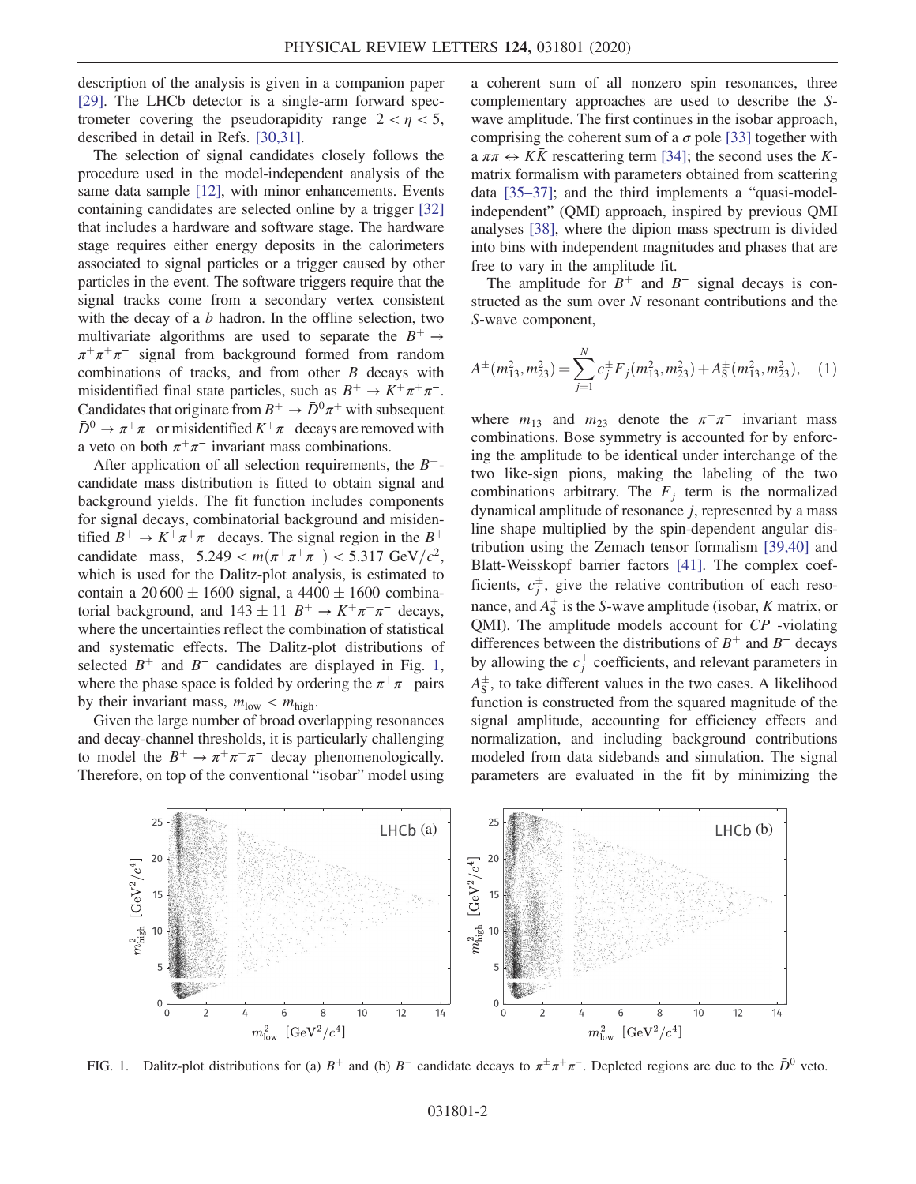description of the analysis is given in a companion paper [29]. The LHCb detector is a single-arm forward spectrometer covering the pseudorapidity range $2 < \eta < 5$, described in detail in Refs. [30,31].

The selection of signal candidates closely follows the procedure used in the model-independent analysis of the same data sample [12], with minor enhancements. Events containing candidates are selected online by a trigger [32] that includes a hardware and software stage. The hardware stage requires either energy deposits in the calorimeters associated to signal particles or a trigger caused by other particles in the event. The software triggers require that the signal tracks come from a secondary vertex consistent with the decay of a $b$ hadron. In the offline selection, two multivariate algorithms are used to separate the $B^+ \to \pi^+\pi^+\pi^-$ signal from background formed from random combinations of tracks, and from other $B$ decays with misidentified final state particles, such as $B^+ \to K^+\pi^+\pi^-$. Candidates that originate from $B^+ \to \bar{D}^0\pi^+$ with subsequent $\bar{D}^0 \to \pi^+\pi^-$ or misidentified $K^+\pi^-$ decays are removed with a veto on both $\pi^+\pi^-$ invariant mass combinations.

After application of all selection requirements, the $B^+$-candidate mass distribution is fitted to obtain signal and background yields. The fit function includes components for signal decays, combinatorial background and misidentified $B^+ \to K^+\pi^+\pi^-$ decays. The signal region in the $B^+$ candidate mass, $5.249 < m(\pi^+\pi^+\pi^-) < 5.317\ \text{GeV}/c^2$, which is used for the Dalitz-plot analysis, is estimated to contain a $20\,600 \pm 1600$ signal, a $4400 \pm 1600$ combinatorial background, and $143 \pm 11$ $B^+ \to K^+\pi^+\pi^-$ decays, where the uncertainties reflect the combination of statistical and systematic effects. The Dalitz-plot distributions of selected $B^+$ and $B^-$ candidates are displayed in Fig. 1, where the phase space is folded by ordering the $\pi^+\pi^-$ pairs by their invariant mass, $m_{\text{low}} < m_{\text{high}}$.

Given the large number of broad overlapping resonances and decay-channel thresholds, it is particularly challenging to model the $B^+ \to \pi^+\pi^+\pi^-$ decay phenomenologically. Therefore, on top of the conventional "isobar" model using a coherent sum of all nonzero spin resonances, three complementary approaches are used to describe the $S$-wave amplitude. The first continues in the isobar approach, comprising the coherent sum of a $\sigma$ pole [33] together with a $\pi\pi \leftrightarrow K\bar{K}$ rescattering term [34]; the second uses the $K$-matrix formalism with parameters obtained from scattering data [35–37]; and the third implements a "quasi-model-independent" (QMI) approach, inspired by previous QMI analyses [38], where the dipion mass spectrum is divided into bins with independent magnitudes and phases that are free to vary in the amplitude fit.

The amplitude for $B^+$ and $B^-$ signal decays is constructed as the sum over $N$ resonant contributions and the $S$-wave component,

$$A^{\pm}(m_{13}^2, m_{23}^2) = \sum_{j=1}^{N} c_j^{\pm} F_j(m_{13}^2, m_{23}^2) + A_{\text{S}}^{\pm}(m_{13}^2, m_{23}^2), \quad (1)$$

where $m_{13}$ and $m_{23}$ denote the $\pi^+\pi^-$ invariant mass combinations. Bose symmetry is accounted for by enforcing the amplitude to be identical under interchange of the two like-sign pions, making the labeling of the two combinations arbitrary. The $F_j$ term is the normalized dynamical amplitude of resonance $j$, represented by a mass line shape multiplied by the spin-dependent angular distribution using the Zemach tensor formalism [39,40] and Blatt-Weisskopf barrier factors [41]. The complex coefficients, $c_j^{\pm}$, give the relative contribution of each resonance, and $A_{\text{S}}^{\pm}$ is the $S$-wave amplitude (isobar, $K$ matrix, or QMI). The amplitude models account for $CP$ -violating differences between the distributions of $B^+$ and $B^-$ decays by allowing the $c_j^{\pm}$ coefficients, and relevant parameters in $A_{\text{S}}^{\pm}$, to take different values in the two cases. A likelihood function is constructed from the squared magnitude of the signal amplitude, accounting for efficiency effects and normalization, and including background contributions modeled from data sidebands and simulation. The signal parameters are evaluated in the fit by minimizing the

FIG. 1. Dalitz-plot distributions for (a) $B^+$ and (b) $B^-$ candidate decays to $\pi^{\pm}\pi^{+}\pi^{-}$. Depleted regions are due to the $\bar{D}^0$ veto.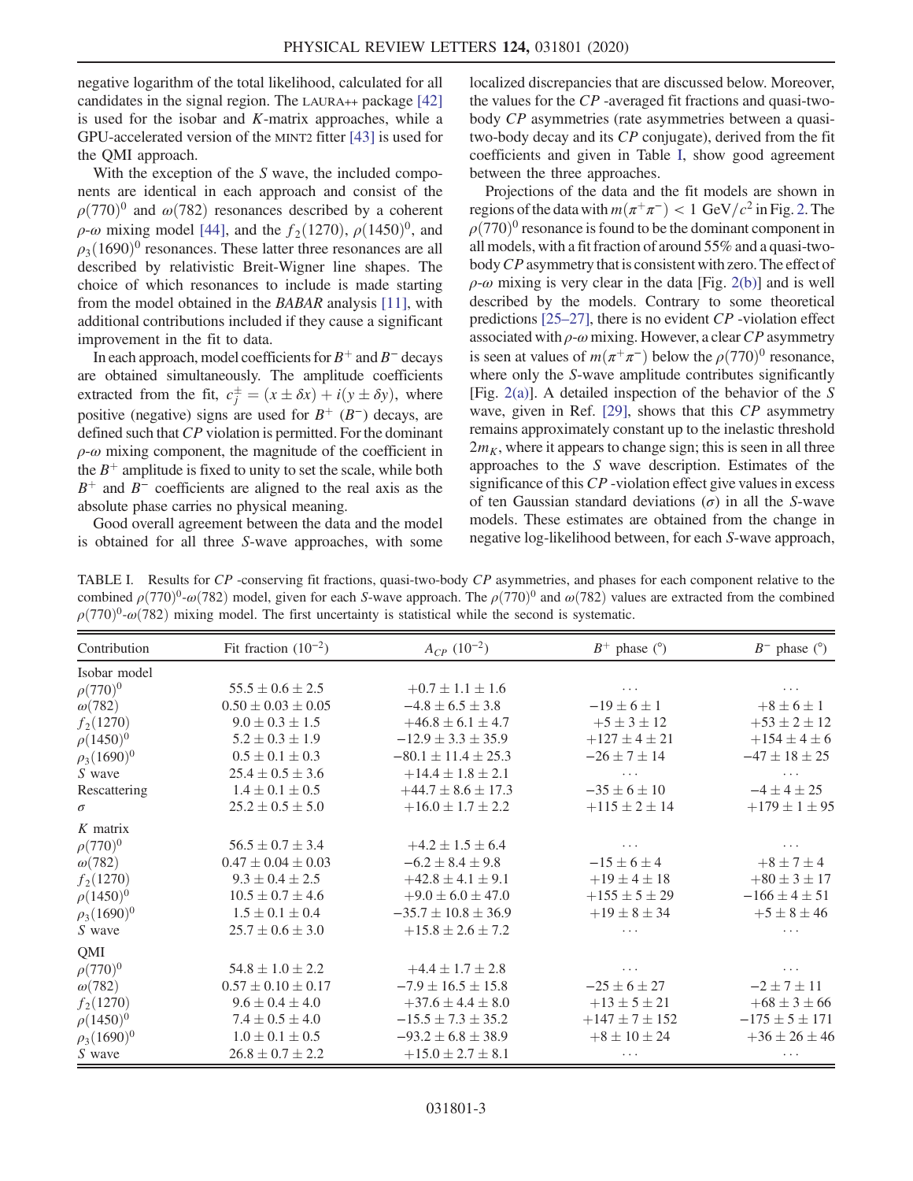negative logarithm of the total likelihood, calculated for all candidates in the signal region. The LAURA++ package [42] is used for the isobar and $K$-matrix approaches, while a GPU-accelerated version of the MINT2 fitter [43] is used for the QMI approach.

With the exception of the $S$ wave, the included components are identical in each approach and consist of the $\rho(770)^0$ and $\omega(782)$ resonances described by a coherent $\rho$-$\omega$ mixing model [44], and the $f_2(1270)$, $\rho(1450)^0$, and $\rho_3(1690)^0$ resonances. These latter three resonances are all described by relativistic Breit-Wigner line shapes. The choice of which resonances to include is made starting from the model obtained in the *BABAR* analysis [11], with additional contributions included if they cause a significant improvement in the fit to data.

In each approach, model coefficients for $B^+$ and $B^-$ decays are obtained simultaneously. The amplitude coefficients extracted from the fit, $c_j^{\pm} = (x \pm \delta x) + i(y \pm \delta y)$, where positive (negative) signs are used for $B^+$ ($B^-$) decays, are defined such that $CP$ violation is permitted. For the dominant $\rho$-$\omega$ mixing component, the magnitude of the coefficient in the $B^+$ amplitude is fixed to unity to set the scale, while both $B^+$ and $B^-$ coefficients are aligned to the real axis as the absolute phase carries no physical meaning.

Good overall agreement between the data and the model is obtained for all three $S$-wave approaches, with some localized discrepancies that are discussed below. Moreover, the values for the $CP$-averaged fit fractions and quasi-two-body $CP$ asymmetries (rate asymmetries between a quasi-two-body decay and its $CP$ conjugate), derived from the fit coefficients and given in Table I, show good agreement between the three approaches.

Projections of the data and the fit models are shown in regions of the data with $m(\pi^+\pi^-) < 1$ GeV$/c^2$ in Fig. 2. The $\rho(770)^0$ resonance is found to be the dominant component in all models, with a fit fraction of around 55% and a quasi-two-body $CP$ asymmetry that is consistent with zero. The effect of $\rho$-$\omega$ mixing is very clear in the data [Fig. 2(b)] and is well described by the models. Contrary to some theoretical predictions [25–27], there is no evident $CP$-violation effect associated with $\rho$-$\omega$ mixing. However, a clear $CP$ asymmetry is seen at values of $m(\pi^+\pi^-)$ below the $\rho(770)^0$ resonance, where only the $S$-wave amplitude contributes significantly [Fig. 2(a)]. A detailed inspection of the behavior of the $S$ wave, given in Ref. [29], shows that this $CP$ asymmetry remains approximately constant up to the inelastic threshold $2m_K$, where it appears to change sign; this is seen in all three approaches to the $S$ wave description. Estimates of the significance of this $CP$-violation effect give values in excess of ten Gaussian standard deviations ($\sigma$) in all the $S$-wave models. These estimates are obtained from the change in negative log-likelihood between, for each $S$-wave approach,

TABLE I. Results for $CP$-conserving fit fractions, quasi-two-body $CP$ asymmetries, and phases for each component relative to the combined $\rho(770)^0$-$\omega(782)$ model, given for each $S$-wave approach. The $\rho(770)^0$ and $\omega(782)$ values are extracted from the combined $\rho(770)^0$-$\omega(782)$ mixing model. The first uncertainty is statistical while the second is systematic.

| Contribution | Fit fraction ($10^{-2}$) | $A_{CP}$ ($10^{-2}$) | $B^+$ phase (°) | $B^-$ phase (°) |
|---|---|---|---|---|
| Isobar model | | | | |
| $\rho(770)^0$ | $55.5 \pm 0.6 \pm 2.5$ | $+0.7 \pm 1.1 \pm 1.6$ | ... | ... |
| $\omega(782)$ | $0.50 \pm 0.03 \pm 0.05$ | $-4.8 \pm 6.5 \pm 3.8$ | $-19 \pm 6 \pm 1$ | $+8 \pm 6 \pm 1$ |
| $f_2(1270)$ | $9.0 \pm 0.3 \pm 1.5$ | $+46.8 \pm 6.1 \pm 4.7$ | $+5 \pm 3 \pm 12$ | $+53 \pm 2 \pm 12$ |
| $\rho(1450)^0$ | $5.2 \pm 0.3 \pm 1.9$ | $-12.9 \pm 3.3 \pm 35.9$ | $+127 \pm 4 \pm 21$ | $+154 \pm 4 \pm 6$ |
| $\rho_3(1690)^0$ | $0.5 \pm 0.1 \pm 0.3$ | $-80.1 \pm 11.4 \pm 25.3$ | $-26 \pm 7 \pm 14$ | $-47 \pm 18 \pm 25$ |
| $S$ wave | $25.4 \pm 0.5 \pm 3.6$ | $+14.4 \pm 1.8 \pm 2.1$ | ... | ... |
| Rescattering | $1.4 \pm 0.1 \pm 0.5$ | $+44.7 \pm 8.6 \pm 17.3$ | $-35 \pm 6 \pm 10$ | $-4 \pm 4 \pm 25$ |
| $\sigma$ | $25.2 \pm 0.5 \pm 5.0$ | $+16.0 \pm 1.7 \pm 2.2$ | $+115 \pm 2 \pm 14$ | $+179 \pm 1 \pm 95$ |
| $K$ matrix | | | | |
| $\rho(770)^0$ | $56.5 \pm 0.7 \pm 3.4$ | $+4.2 \pm 1.5 \pm 6.4$ | ... | ... |
| $\omega(782)$ | $0.47 \pm 0.04 \pm 0.03$ | $-6.2 \pm 8.4 \pm 9.8$ | $-15 \pm 6 \pm 4$ | $+8 \pm 7 \pm 4$ |
| $f_2(1270)$ | $9.3 \pm 0.4 \pm 2.5$ | $+42.8 \pm 4.1 \pm 9.1$ | $+19 \pm 4 \pm 18$ | $+80 \pm 3 \pm 17$ |
| $\rho(1450)^0$ | $10.5 \pm 0.7 \pm 4.6$ | $+9.0 \pm 6.0 \pm 47.0$ | $+155 \pm 5 \pm 29$ | $-166 \pm 4 \pm 51$ |
| $\rho_3(1690)^0$ | $1.5 \pm 0.1 \pm 0.4$ | $-35.7 \pm 10.8 \pm 36.9$ | $+19 \pm 8 \pm 34$ | $+5 \pm 8 \pm 46$ |
| $S$ wave | $25.7 \pm 0.6 \pm 3.0$ | $+15.8 \pm 2.6 \pm 7.2$ | ... | ... |
| QMI | | | | |
| $\rho(770)^0$ | $54.8 \pm 1.0 \pm 2.2$ | $+4.4 \pm 1.7 \pm 2.8$ | ... | ... |
| $\omega(782)$ | $0.57 \pm 0.10 \pm 0.17$ | $-7.9 \pm 16.5 \pm 15.8$ | $-25 \pm 6 \pm 27$ | $-2 \pm 7 \pm 11$ |
| $f_2(1270)$ | $9.6 \pm 0.4 \pm 4.0$ | $+37.6 \pm 4.4 \pm 8.0$ | $+13 \pm 5 \pm 21$ | $+68 \pm 3 \pm 66$ |
| $\rho(1450)^0$ | $7.4 \pm 0.5 \pm 4.0$ | $-15.5 \pm 7.3 \pm 35.2$ | $+147 \pm 7 \pm 152$ | $-175 \pm 5 \pm 171$ |
| $\rho_3(1690)^0$ | $1.0 \pm 0.1 \pm 0.5$ | $-93.2 \pm 6.8 \pm 38.9$ | $+8 \pm 10 \pm 24$ | $+36 \pm 26 \pm 46$ |
| $S$ wave | $26.8 \pm 0.7 \pm 2.2$ | $+15.0 \pm 2.7 \pm 8.1$ | ... | ... |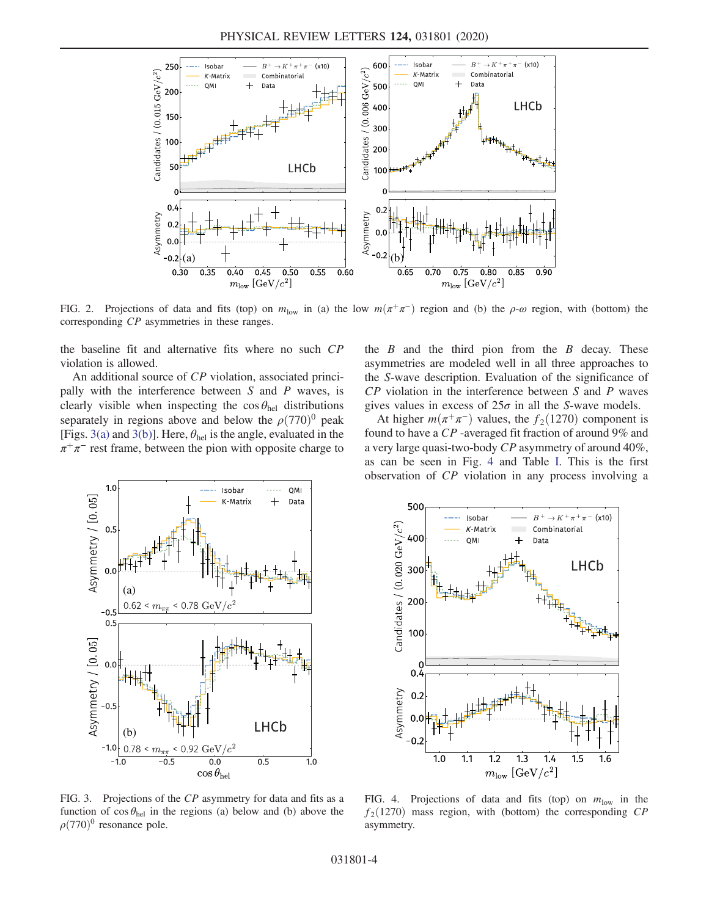FIG. 2. Projections of data and fits (top) on $m_{\mathrm{low}}$ in (a) the low $m(\pi^+\pi^-)$ region and (b) the $\rho$-$\omega$ region, with (bottom) the corresponding $CP$ asymmetries in these ranges.

the baseline fit and alternative fits where no such $CP$ violation is allowed.

An additional source of $CP$ violation, associated principally with the interference between $S$ and $P$ waves, is clearly visible when inspecting the $\cos\theta_{\mathrm{hel}}$ distributions separately in regions above and below the $\rho(770)^0$ peak [Figs. 3(a) and 3(b)]. Here, $\theta_{\mathrm{hel}}$ is the angle, evaluated in the $\pi^+\pi^-$ rest frame, between the pion with opposite charge to the $B$ and the third pion from the $B$ decay. These asymmetries are modeled well in all three approaches to the $S$-wave description. Evaluation of the significance of $CP$ violation in the interference between $S$ and $P$ waves gives values in excess of $25\sigma$ in all the $S$-wave models.

At higher $m(\pi^+\pi^-)$ values, the $f_2(1270)$ component is found to have a $CP$ -averaged fit fraction of around 9% and a very large quasi-two-body $CP$ asymmetry of around 40%, as can be seen in Fig. 4 and Table I. This is the first observation of $CP$ violation in any process involving a

FIG. 3. Projections of the $CP$ asymmetry for data and fits as a function of $\cos\theta_{\mathrm{hel}}$ in the regions (a) below and (b) above the $\rho(770)^0$ resonance pole.

FIG. 4. Projections of data and fits (top) on $m_{\mathrm{low}}$ in the $f_2(1270)$ mass region, with (bottom) the corresponding $CP$ asymmetry.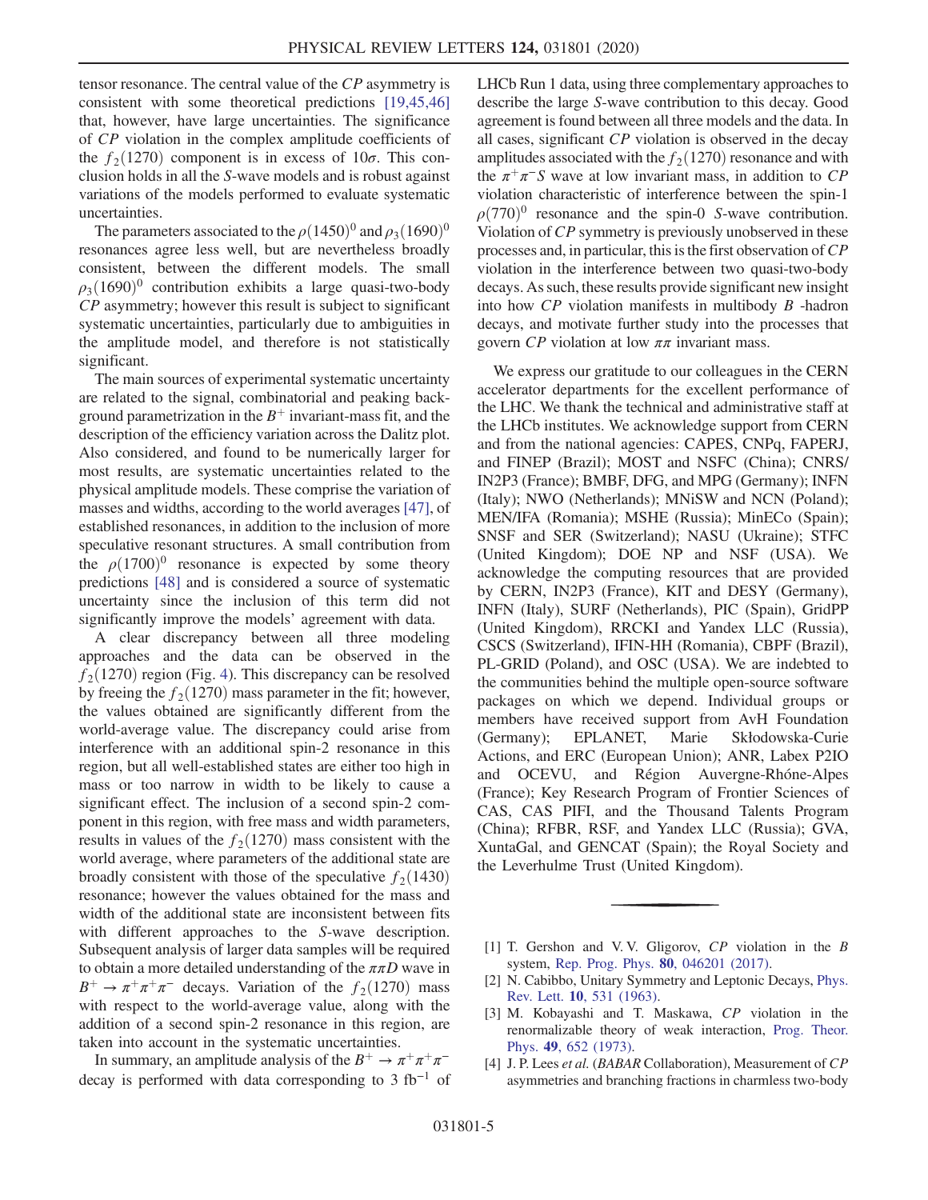tensor resonance. The central value of the $CP$ asymmetry is consistent with some theoretical predictions [19,45,46] that, however, have large uncertainties. The significance of $CP$ violation in the complex amplitude coefficients of the $f_2(1270)$ component is in excess of $10\sigma$. This conclusion holds in all the $S$-wave models and is robust against variations of the models performed to evaluate systematic uncertainties.

The parameters associated to the $\rho(1450)^0$ and $\rho_3(1690)^0$ resonances agree less well, but are nevertheless broadly consistent, between the different models. The small $\rho_3(1690)^0$ contribution exhibits a large quasi-two-body $CP$ asymmetry; however this result is subject to significant systematic uncertainties, particularly due to ambiguities in the amplitude model, and therefore is not statistically significant.

The main sources of experimental systematic uncertainty are related to the signal, combinatorial and peaking background parametrization in the $B^+$ invariant-mass fit, and the description of the efficiency variation across the Dalitz plot. Also considered, and found to be numerically larger for most results, are systematic uncertainties related to the physical amplitude models. These comprise the variation of masses and widths, according to the world averages [47], of established resonances, in addition to the inclusion of more speculative resonant structures. A small contribution from the $\rho(1700)^0$ resonance is expected by some theory predictions [48] and is considered a source of systematic uncertainty since the inclusion of this term did not significantly improve the models' agreement with data.

A clear discrepancy between all three modeling approaches and the data can be observed in the $f_2(1270)$ region (Fig. 4). This discrepancy can be resolved by freeing the $f_2(1270)$ mass parameter in the fit; however, the values obtained are significantly different from the world-average value. The discrepancy could arise from interference with an additional spin-2 resonance in this region, but all well-established states are either too high in mass or too narrow in width to be likely to cause a significant effect. The inclusion of a second spin-2 component in this region, with free mass and width parameters, results in values of the $f_2(1270)$ mass consistent with the world average, where parameters of the additional state are broadly consistent with those of the speculative $f_2(1430)$ resonance; however the values obtained for the mass and width of the additional state are inconsistent between fits with different approaches to the $S$-wave description. Subsequent analysis of larger data samples will be required to obtain a more detailed understanding of the $\pi\pi D$ wave in $B^+ \to \pi^+\pi^+\pi^-$ decays. Variation of the $f_2(1270)$ mass with respect to the world-average value, along with the addition of a second spin-2 resonance in this region, are taken into account in the systematic uncertainties.

In summary, an amplitude analysis of the $B^+ \to \pi^+\pi^+\pi^-$ decay is performed with data corresponding to 3 fb$^{-1}$ of LHCb Run 1 data, using three complementary approaches to describe the large $S$-wave contribution to this decay. Good agreement is found between all three models and the data. In all cases, significant $CP$ violation is observed in the decay amplitudes associated with the $f_2(1270)$ resonance and with the $\pi^+\pi^- S$ wave at low invariant mass, in addition to $CP$ violation characteristic of interference between the spin-1 $\rho(770)^0$ resonance and the spin-0 $S$-wave contribution. Violation of $CP$ symmetry is previously unobserved in these processes and, in particular, this is the first observation of $CP$ violation in the interference between two quasi-two-body decays. As such, these results provide significant new insight into how $CP$ violation manifests in multibody $B$ -hadron decays, and motivate further study into the processes that govern $CP$ violation at low $\pi\pi$ invariant mass.

We express our gratitude to our colleagues in the CERN accelerator departments for the excellent performance of the LHC. We thank the technical and administrative staff at the LHCb institutes. We acknowledge support from CERN and from the national agencies: CAPES, CNPq, FAPERJ, and FINEP (Brazil); MOST and NSFC (China); CNRS/IN2P3 (France); BMBF, DFG, and MPG (Germany); INFN (Italy); NWO (Netherlands); MNiSW and NCN (Poland); MEN/IFA (Romania); MSHE (Russia); MinECo (Spain); SNSF and SER (Switzerland); NASU (Ukraine); STFC (United Kingdom); DOE NP and NSF (USA). We acknowledge the computing resources that are provided by CERN, IN2P3 (France), KIT and DESY (Germany), INFN (Italy), SURF (Netherlands), PIC (Spain), GridPP (United Kingdom), RRCKI and Yandex LLC (Russia), CSCS (Switzerland), IFIN-HH (Romania), CBPF (Brazil), PL-GRID (Poland), and OSC (USA). We are indebted to the communities behind the multiple open-source software packages on which we depend. Individual groups or members have received support from AvH Foundation (Germany); EPLANET, Marie Skłodowska-Curie Actions, and ERC (European Union); ANR, Labex P2IO and OCEVU, and Région Auvergne-Rhóne-Alpes (France); Key Research Program of Frontier Sciences of CAS, CAS PIFI, and the Thousand Talents Program (China); RFBR, RSF, and Yandex LLC (Russia); GVA, XuntaGal, and GENCAT (Spain); the Royal Society and the Leverhulme Trust (United Kingdom).

---

[1] T. Gershon and V. V. Gligorov, *CP* violation in the *B* system, Rep. Prog. Phys. **80**, 046201 (2017).

[2] N. Cabibbo, Unitary Symmetry and Leptonic Decays, Phys. Rev. Lett. **10**, 531 (1963).

[3] M. Kobayashi and T. Maskawa, *CP* violation in the renormalizable theory of weak interaction, Prog. Theor. Phys. **49**, 652 (1973).

[4] J. P. Lees *et al.* (*BABAR* Collaboration), Measurement of *CP* asymmetries and branching fractions in charmless two-body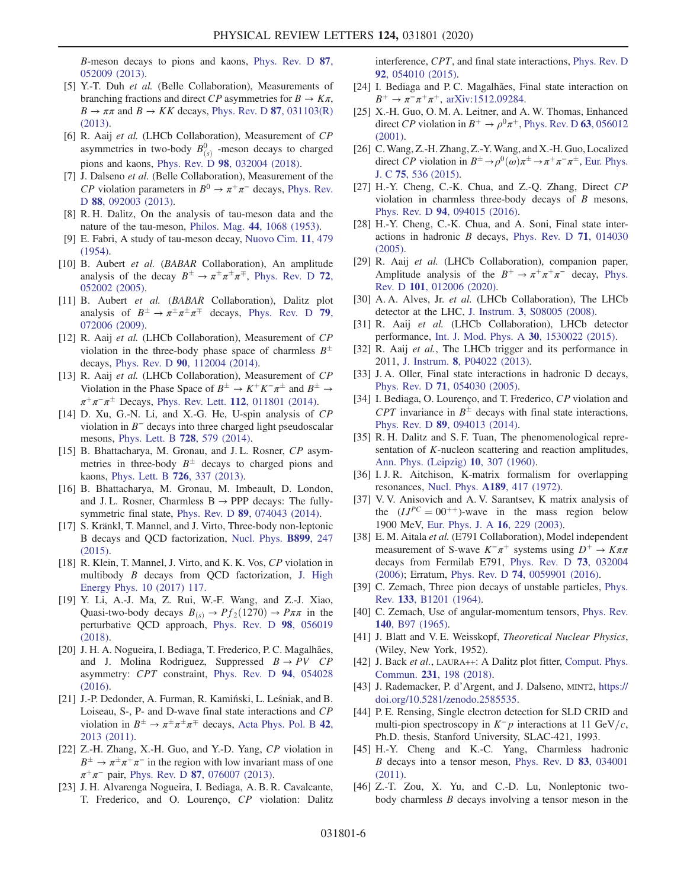$B$-meson decays to pions and kaons, Phys. Rev. D **87**, 052009 (2013).

[5] Y.-T. Duh *et al.* (Belle Collaboration), Measurements of branching fractions and direct $CP$ asymmetries for $B \to K\pi$, $B \to \pi\pi$ and $B \to KK$ decays, Phys. Rev. D **87**, 031103(R) (2013).

[6] R. Aaij *et al.* (LHCb Collaboration), Measurement of $CP$ asymmetries in two-body $B^0_{(s)}$ -meson decays to charged pions and kaons, Phys. Rev. D **98**, 032004 (2018).

[7] J. Dalseno *et al.* (Belle Collaboration), Measurement of the $CP$ violation parameters in $B^0 \to \pi^+\pi^-$ decays, Phys. Rev. D **88**, 092003 (2013).

[8] R. H. Dalitz, On the analysis of tau-meson data and the nature of the tau-meson, Philos. Mag. **44**, 1068 (1953).

[9] E. Fabri, A study of tau-meson decay, Nuovo Cim. **11**, 479 (1954).

[10] B. Aubert *et al.* (*BABAR* Collaboration), An amplitude analysis of the decay $B^\pm \to \pi^\pm\pi^\pm\pi^\mp$, Phys. Rev. D **72**, 052002 (2005).

[11] B. Aubert *et al.* (*BABAR* Collaboration), Dalitz plot analysis of $B^\pm \to \pi^\pm\pi^\pm\pi^\mp$ decays, Phys. Rev. D **79**, 072006 (2009).

[12] R. Aaij *et al.* (LHCb Collaboration), Measurement of $CP$ violation in the three-body phase space of charmless $B^\pm$ decays, Phys. Rev. D **90**, 112004 (2014).

[13] R. Aaij *et al.* (LHCb Collaboration), Measurement of $CP$ Violation in the Phase Space of $B^\pm \to K^+K^-\pi^\pm$ and $B^\pm \to \pi^+\pi^-\pi^\pm$ Decays, Phys. Rev. Lett. **112**, 011801 (2014).

[14] D. Xu, G.-N. Li, and X.-G. He, U-spin analysis of $CP$ violation in $B^-$ decays into three charged light pseudoscalar mesons, Phys. Lett. B **728**, 579 (2014).

[15] B. Bhattacharya, M. Gronau, and J. L. Rosner, $CP$ asymmetries in three-body $B^\pm$ decays to charged pions and kaons, Phys. Lett. B **726**, 337 (2013).

[16] B. Bhattacharya, M. Gronau, M. Imbeault, D. London, and J. L. Rosner, Charmless $B \to PPP$ decays: The fully-symmetric final state, Phys. Rev. D **89**, 074043 (2014).

[17] S. Kränkl, T. Mannel, and J. Virto, Three-body non-leptonic B decays and QCD factorization, Nucl. Phys. **B899**, 247 (2015).

[18] R. Klein, T. Mannel, J. Virto, and K. K. Vos, $CP$ violation in multibody $B$ decays from QCD factorization, J. High Energy Phys. 10 (2017) 117.

[19] Y. Li, A.-J. Ma, Z. Rui, W.-F. Wang, and Z.-J. Xiao, Quasi-two-body decays $B_{(s)} \to P f_2(1270) \to P\pi\pi$ in the perturbative QCD approach, Phys. Rev. D **98**, 056019 (2018).

[20] J. H. A. Nogueira, I. Bediaga, T. Frederico, P. C. Magalhães, and J. Molina Rodriguez, Suppressed $B \to PV$ $CP$ asymmetry: $CPT$ constraint, Phys. Rev. D **94**, 054028 (2016).

[21] J.-P. Dedonder, A. Furman, R. Kamiński, L. Leśniak, and B. Loiseau, S-, P- and D-wave final state interactions and $CP$ violation in $B^\pm \to \pi^\pm\pi^\pm\pi^\mp$ decays, Acta Phys. Pol. B **42**, 2013 (2011).

[22] Z.-H. Zhang, X.-H. Guo, and Y.-D. Yang, $CP$ violation in $B^\pm \to \pi^\pm\pi^+\pi^-$ in the region with low invariant mass of one $\pi^+\pi^-$ pair, Phys. Rev. D **87**, 076007 (2013).

[23] J. H. Alvarenga Nogueira, I. Bediaga, A. B. R. Cavalcante, T. Frederico, and O. Lourenço, $CP$ violation: Dalitz interference, $CPT$, and final state interactions, Phys. Rev. D **92**, 054010 (2015).

[24] I. Bediaga and P. C. Magalhães, Final state interaction on $B^+ \to \pi^-\pi^+\pi^+$, arXiv:1512.09284.

[25] X.-H. Guo, O. M. A. Leitner, and A. W. Thomas, Enhanced direct $CP$ violation in $B^+ \to \rho^0\pi^+$, Phys. Rev. D **63**, 056012 (2001).

[26] C. Wang, Z.-H. Zhang, Z.-Y. Wang, and X.-H. Guo, Localized direct $CP$ violation in $B^\pm \to \rho^0(\omega)\pi^\pm \to \pi^+\pi^-\pi^\pm$, Eur. Phys. J. C **75**, 536 (2015).

[27] H.-Y. Cheng, C.-K. Chua, and Z.-Q. Zhang, Direct $CP$ violation in charmless three-body decays of $B$ mesons, Phys. Rev. D **94**, 094015 (2016).

[28] H.-Y. Cheng, C.-K. Chua, and A. Soni, Final state interactions in hadronic $B$ decays, Phys. Rev. D **71**, 014030 (2005).

[29] R. Aaij *et al.* (LHCb Collaboration), companion paper, Amplitude analysis of the $B^+ \to \pi^+\pi^+\pi^-$ decay, Phys. Rev. D **101**, 012006 (2020).

[30] A. A. Alves, Jr. *et al.* (LHCb Collaboration), The LHCb detector at the LHC, J. Instrum. **3**, S08005 (2008).

[31] R. Aaij *et al.* (LHCb Collaboration), LHCb detector performance, Int. J. Mod. Phys. A **30**, 1530022 (2015).

[32] R. Aaij *et al.*, The LHCb trigger and its performance in 2011, J. Instrum. **8**, P04022 (2013).

[33] J. A. Oller, Final state interactions in hadronic D decays, Phys. Rev. D **71**, 054030 (2005).

[34] I. Bediaga, O. Lourenço, and T. Frederico, $CP$ violation and $CPT$ invariance in $B^\pm$ decays with final state interactions, Phys. Rev. D **89**, 094013 (2014).

[35] R. H. Dalitz and S. F. Tuan, The phenomenological representation of $K$-nucleon scattering and reaction amplitudes, Ann. Phys. (Leipzig) **10**, 307 (1960).

[36] I. J. R. Aitchison, K-matrix formalism for overlapping resonances, Nucl. Phys. **A189**, 417 (1972).

[37] V. V. Anisovich and A. V. Sarantsev, K matrix analysis of the $(IJ^{PC} = 00^{++})$-wave in the mass region below 1900 MeV, Eur. Phys. J. A **16**, 229 (2003).

[38] E. M. Aitala *et al.* (E791 Collaboration), Model independent measurement of S-wave $K^-\pi^+$ systems using $D^+ \to K\pi\pi$ decays from Fermilab E791, Phys. Rev. D **73**, 032004 (2006); Erratum, Phys. Rev. D **74**, 0059901 (2016).

[39] C. Zemach, Three pion decays of unstable particles, Phys. Rev. **133**, B1201 (1964).

[40] C. Zemach, Use of angular-momentum tensors, Phys. Rev. **140**, B97 (1965).

[41] J. Blatt and V. E. Weisskopf, *Theoretical Nuclear Physics*, (Wiley, New York, 1952).

[42] J. Back *et al.*, LAURA++: A Dalitz plot fitter, Comput. Phys. Commun. **231**, 198 (2018).

[43] J. Rademacker, P. d'Argent, and J. Dalseno, MINT2, https://doi.org/10.5281/zenodo.2585535.

[44] P. E. Rensing, Single electron detection for SLD CRID and multi-pion spectroscopy in $K^-p$ interactions at 11 GeV/$c$, Ph.D. thesis, Stanford University, SLAC-421, 1993.

[45] H.-Y. Cheng and K.-C. Yang, Charmless hadronic $B$ decays into a tensor meson, Phys. Rev. D **83**, 034001 (2011).

[46] Z.-T. Zou, X. Yu, and C.-D. Lu, Nonleptonic two-body charmless $B$ decays involving a tensor meson in the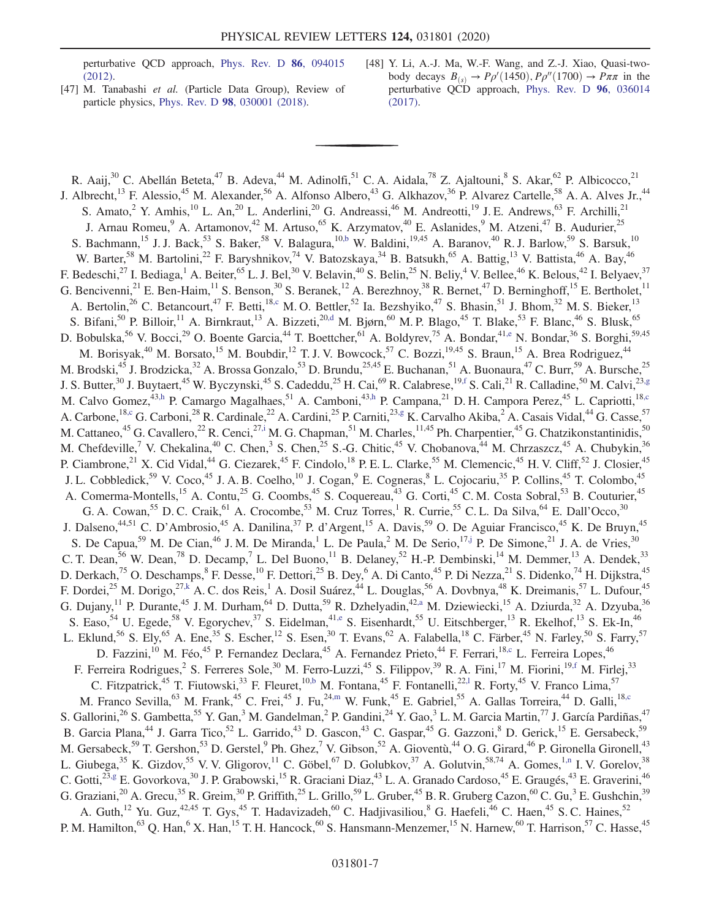perturbative QCD approach, Phys. Rev. D **86**, 094015 (2012).

[47] M. Tanabashi *et al.* (Particle Data Group), Review of particle physics, Phys. Rev. D **98**, 030001 (2018).

[48] Y. Li, A.-J. Ma, W.-F. Wang, and Z.-J. Xiao, Quasi-two-body decays $B_{(s)} \to P\rho'(1450), P\rho''(1700) \to P\pi\pi$ in the perturbative QCD approach, Phys. Rev. D **96**, 036014 (2017).

---

R. Aaij,[30] C. Abellán Beteta,[47] B. Adeva,[44] M. Adinolfi,[51] C. A. Aidala,[78] Z. Ajaltouni,[8] S. Akar,[62] P. Albicocco,[21] J. Albrecht,[13] F. Alessio,[45] M. Alexander,[56] A. Alfonso Albero,[43] G. Alkhazov,[36] P. Alvarez Cartelle,[58] A. A. Alves Jr.,[44] S. Amato,[2] Y. Amhis,[10] L. An,[20] L. Anderlini,[20] G. Andreassi,[46] M. Andreotti,[19] J. E. Andrews,[63] F. Archilli,[21] J. Arnau Romeu,[9] A. Artamonov,[42] M. Artuso,[65] K. Arzymatov,[40] E. Aslanides,[9] M. Atzeni,[47] B. Audurier,[25] S. Bachmann,[15] J. J. Back,[53] S. Baker,[58] V. Balagura,[10,b] W. Baldini,[19,45] A. Baranov,[40] R. J. Barlow,[59] S. Barsuk,[10] W. Barter,[58] M. Bartolini,[22] F. Baryshnikov,[74] V. Batozskaya,[34] B. Batsukh,[65] A. Battig,[13] V. Battista,[46] A. Bay,[46] F. Bedeschi,[27] I. Bediaga,[1] A. Beiter,[65] L. J. Bel,[30] V. Belavin,[40] S. Belin,[25] N. Beliy,[4] V. Bellee,[46] K. Belous,[42] I. Belyaev,[37] G. Bencivenni,[21] E. Ben-Haim,[11] S. Benson,[30] S. Beranek,[12] A. Berezhnoy,[38] R. Bernet,[47] D. Berninghoff,[15] E. Bertholet,[11] A. Bertolin,[26] C. Betancourt,[47] F. Betti,[18,c] M. O. Bettler,[52] Ia. Bezshyiko,[47] S. Bhasin,[51] J. Bhom,[32] M. S. Bieker,[13] S. Bifani,[50] P. Billoir,[11] A. Birnkraut,[13] A. Bizzeti,[20,d] M. Bjørn,[60] M. P. Blago,[45] T. Blake,[53] F. Blanc,[46] S. Blusk,[65] D. Bobulska,[56] V. Bocci,[29] O. Boente Garcia,[44] T. Boettcher,[61] A. Boldyrev,[75] A. Bondar,[41,e] N. Bondar,[36] S. Borghi,[59,45] M. Borisyak,[40] M. Borsato,[15] M. Boubdir,[12] T. J. V. Bowcock,[57] C. Bozzi,[19,45] S. Braun,[15] A. Brea Rodriguez,[44] M. Brodski,[45] J. Brodzicka,[32] A. Brossa Gonzalo,[53] D. Brundu,[25,45] E. Buchanan,[51] A. Buonaura,[47] C. Burr,[59] A. Bursche,[25] J. S. Butter,[30] J. Buytaert,[45] W. Byczynski,[45] S. Cadeddu,[25] H. Cai,[69] R. Calabrese,[19,f] S. Cali,[21] R. Calladine,[50] M. Calvi,[23,g] M. Calvo Gomez,[43,h] P. Camargo Magalhaes,[51] A. Camboni,[43,h] P. Campana,[21] D. H. Campora Perez,[45] L. Capriotti,[18,c] A. Carbone,[18,c] G. Carboni,[28] R. Cardinale,[22] A. Cardini,[25] P. Carniti,[23,g] K. Carvalho Akiba,[2] A. Casais Vidal,[44] G. Casse,[57] M. Cattaneo,[45] G. Cavallero,[22] R. Cenci,[27,i] M. G. Chapman,[51] M. Charles,[11,45] Ph. Charpentier,[45] G. Chatzikonstantinidis,[50] M. Chefdeville,[7] V. Chekalina,[40] C. Chen,[3] S. Chen,[25] S.-G. Chitic,[45] V. Chobanova,[44] M. Chrzaszcz,[45] A. Chubykin,[36] P. Ciambrone,[21] X. Cid Vidal,[44] G. Ciezarek,[45] F. Cindolo,[18] P. E. L. Clarke,[55] M. Clemencic,[45] H. V. Cliff,[52] J. Closier,[45] J. L. Cobbledick,[59] V. Coco,[45] J. A. B. Coelho,[10] J. Cogan,[9] E. Cogneras,[8] L. Cojocariu,[35] P. Collins,[45] T. Colombo,[45] A. Comerma-Montells,[15] A. Contu,[25] G. Coombs,[45] S. Coquereau,[43] G. Corti,[45] C. M. Costa Sobral,[53] B. Couturier,[45] G. A. Cowan,[55] D. C. Craik,[61] A. Crocombe,[53] M. Cruz Torres,[1] R. Currie,[55] C. L. Da Silva,[64] E. Dall'Occo,[30] J. Dalseno,[44,51] C. D'Ambrosio,[45] A. Danilina,[37] P. d'Argent,[15] A. Davis,[59] O. De Aguiar Francisco,[45] K. De Bruyn,[45] S. De Capua,[59] M. De Cian,[46] J. M. De Miranda,[1] L. De Paula,[2] M. De Serio,[17,j] P. De Simone,[21] J. A. de Vries,[30] C. T. Dean,[56] W. Dean,[78] D. Decamp,[7] L. Del Buono,[11] B. Delaney,[52] H.-P. Dembinski,[14] M. Demmer,[13] A. Dendek,[33] D. Derkach,[75] O. Deschamps,[8] F. Desse,[10] F. Dettori,[25] B. Dey,[6] A. Di Canto,[45] P. Di Nezza,[21] S. Didenko,[74] H. Dijkstra,[45] F. Dordei,[25] M. Dorigo,[27,k] A. C. dos Reis,[1] A. Dosil Suárez,[44] L. Douglas,[56] A. Dovbnya,[48] K. Dreimanis,[57] L. Dufour,[45] G. Dujany,[11] P. Durante,[45] J. M. Durham,[64] D. Dutta,[59] R. Dzhelyadin,[42,a] M. Dziewiecki,[15] A. Dziurda,[32] A. Dzyuba,[36] S. Easo,[54] U. Egede,[58] V. Egorychev,[37] S. Eidelman,[41,e] S. Eisenhardt,[55] U. Eitschberger,[13] R. Ekelhof,[13] S. Ek-In,[46] L. Eklund,[56] S. Ely,[65] A. Ene,[35] S. Escher,[12] S. Esen,[30] T. Evans,[62] A. Falabella,[18] C. Färber,[45] N. Farley,[50] S. Farry,[57] D. Fazzini,[10] M. Féo,[45] P. Fernandez Declara,[45] A. Fernandez Prieto,[44] F. Ferrari,[18,c] L. Ferreira Lopes,[46] F. Ferreira Rodrigues,[2] S. Ferreres Sole,[30] M. Ferro-Luzzi,[45] S. Filippov,[39] R. A. Fini,[17] M. Fiorini,[19,f] M. Firlej,[33] C. Fitzpatrick,[45] T. Fiutowski,[33] F. Fleuret,[10,b] M. Fontana,[45] F. Fontanelli,[22,l] R. Forty,[45] V. Franco Lima,[57] M. Franco Sevilla,[63] M. Frank,[45] C. Frei,[45] J. Fu,[24,m] W. Funk,[45] E. Gabriel,[55] A. Gallas Torreira,[44] D. Galli,[18,c] S. Gallorini,[26] S. Gambetta,[55] Y. Gan,[3] M. Gandelman,[2] P. Gandini,[24] Y. Gao,[3] L. M. Garcia Martin,[77] J. García Pardiñas,[47] B. Garcia Plana,[44] J. Garra Tico,[52] L. Garrido,[43] D. Gascon,[43] C. Gaspar,[45] G. Gazzoni,[8] D. Gerick,[15] E. Gersabeck,[59] M. Gersabeck,[59] T. Gershon,[53] D. Gerstel,[9] Ph. Ghez,[7] V. Gibson,[52] A. Gioventù,[44] O. G. Girard,[46] P. Gironella Gironell,[43] L. Giubega,[35] K. Gizdov,[55] V. V. Gligorov,[11] C. Göbel,[67] D. Golubkov,[37] A. Golutvin,[58,74] A. Gomes,[1,n] I. V. Gorelov,[38] C. Gotti,[23,g] E. Govorkova,[30] J. P. Grabowski,[15] R. Graciani Diaz,[43] L. A. Granado Cardoso,[45] E. Graugés,[43] E. Graverini,[46] G. Graziani,[20] A. Grecu,[35] R. Greim,[30] P. Griffith,[25] L. Grillo,[59] L. Gruber,[45] B. R. Gruberg Cazon,[60] C. Gu,[3] E. Gushchin,[39] A. Guth,[12] Yu. Guz,[42,45] T. Gys,[45] T. Hadavizadeh,[60] C. Hadjivasiliou,[8] G. Haefeli,[46] C. Haen,[45] S. C. Haines,[52] P. M. Hamilton,[63] Q. Han,[6] X. Han,[15] T. H. Hancock,[60] S. Hansmann-Menzemer,[15] N. Harnew,[60] T. Harrison,[57] C. Hasse,[45]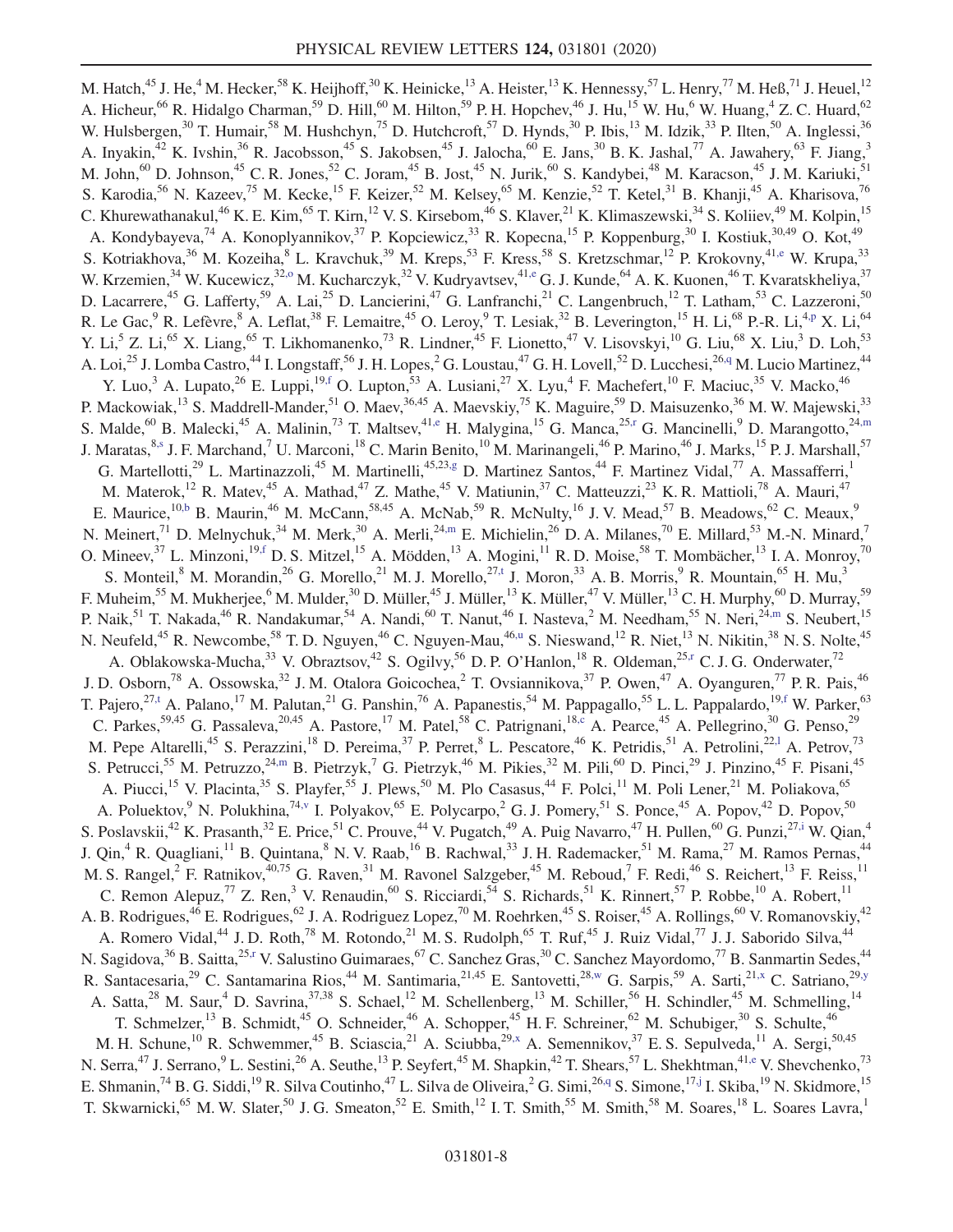M. Hatch,[45] J. He,[4] M. Hecker,[58] K. Heijhoff,[30] K. Heinicke,[13] A. Heister,[13] K. Hennessy,[57] L. Henry,[77] M. Heß,[71] J. Heuel,[12] A. Hicheur,[66] R. Hidalgo Charman,[59] D. Hill,[60] M. Hilton,[59] P. H. Hopchev,[46] J. Hu,[15] W. Hu,[6] W. Huang,[4] Z. C. Huard,[62] W. Hulsbergen,[30] T. Humair,[58] M. Hushchyn,[75] D. Hutchcroft,[57] D. Hynds,[30] P. Ibis,[13] M. Idzik,[33] P. Ilten,[50] A. Inglessi,[36] A. Inyakin,[42] K. Ivshin,[36] R. Jacobsson,[45] S. Jakobsen,[45] J. Jalocha,[60] E. Jans,[30] B. K. Jashal,[77] A. Jawahery,[63] F. Jiang,[3] M. John,[60] D. Johnson,[45] C. R. Jones,[52] C. Joram,[45] B. Jost,[45] N. Jurik,[60] S. Kandybei,[48] M. Karacson,[45] J. M. Kariuki,[51] S. Karodia,[56] N. Kazeev,[75] M. Kecke,[15] F. Keizer,[52] M. Kelsey,[65] M. Kenzie,[52] T. Ketel,[31] B. Khanji,[45] A. Kharisova,[76] C. Khurewathanakul,[46] K. E. Kim,[65] T. Kirn,[12] V. S. Kirsebom,[46] S. Klaver,[21] K. Klimaszewski,[34] S. Koliiev,[49] M. Kolpin,[15] A. Kondybayeva,[74] A. Konoplyannikov,[37] P. Kopciewicz,[33] R. Kopecna,[15] P. Koppenburg,[30] I. Kostiuk,[30,49] O. Kot,[49] S. Kotriakhova,[36] M. Kozeiha,[8] L. Kravchuk,[39] M. Kreps,[53] F. Kress,[58] S. Kretzschmar,[12] P. Krokovny,[41,e] W. Krupa,[33] W. Krzemien,[34] W. Kucewicz,[32,o] M. Kucharczyk,[32] V. Kudryavtsev,[41,e] G. J. Kunde,[64] A. K. Kuonen,[46] T. Kvaratskheliya,[37] D. Lacarrere,[45] G. Lafferty,[59] A. Lai,[25] D. Lancierini,[47] G. Lanfranchi,[21] C. Langenbruch,[12] T. Latham,[53] C. Lazzeroni,[50] R. Le Gac,[9] R. Lefèvre,[8] A. Leflat,[38] F. Lemaitre,[45] O. Leroy,[9] T. Lesiak,[32] B. Leverington,[15] H. Li,[68] P.-R. Li,[4,p] X. Li,[64] Y. Li,[5] Z. Li,[65] X. Liang,[65] T. Likhomanenko,[73] R. Lindner,[45] F. Lionetto,[47] V. Lisovskyi,[10] G. Liu,[68] X. Liu,[3] D. Loh,[53] A. Loi,[25] J. Lomba Castro,[44] I. Longstaff,[56] J. H. Lopes,[2] G. Loustau,[47] G. H. Lovell,[52] D. Lucchesi,[26,q] M. Lucio Martinez,[44] Y. Luo,[3] A. Lupato,[26] E. Luppi,[19,f] O. Lupton,[53] A. Lusiani,[27] X. Lyu,[4] F. Machefert,[10] F. Maciuc,[35] V. Macko,[46] P. Mackowiak,[13] S. Maddrell-Mander,[51] O. Maev,[36,45] A. Maevskiy,[75] K. Maguire,[59] D. Maisuzenko,[36] M. W. Majewski,[33] S. Malde,[60] B. Malecki,[45] A. Malinin,[73] T. Maltsev,[41,e] H. Malygina,[15] G. Manca,[25,r] G. Mancinelli,[9] D. Marangotto,[24,m] J. Maratas,[8,s] J. F. Marchand,[7] U. Marconi,[18] C. Marin Benito,[10] M. Marinangeli,[46] P. Marino,[46] J. Marks,[15] P. J. Marshall,[57] G. Martellotti,[29] L. Martinazzoli,[45] M. Martinelli,[45,23,g] D. Martinez Santos,[44] F. Martinez Vidal,[77] A. Massafferri,[1] M. Materok,[12] R. Matev,[45] A. Mathad,[47] Z. Mathe,[45] V. Matiunin,[37] C. Matteuzzi,[23] K. R. Mattioli,[78] A. Mauri,[47] E. Maurice,[10,b] B. Maurin,[46] M. McCann,[58,45] A. McNab,[59] R. McNulty,[16] J. V. Mead,[57] B. Meadows,[62] C. Meaux,[9] N. Meinert,[71] D. Melnychuk,[34] M. Merk,[30] A. Merli,[24,m] E. Michielin,[26] D. A. Milanes,[70] E. Millard,[53] M.-N. Minard,[7] O. Mineev,[37] L. Minzoni,[19,f] D. S. Mitzel,[15] A. Mödden,[13] A. Mogini,[11] R. D. Moise,[58] T. Mombächer,[13] I. A. Monroy,[70] S. Monteil,[8] M. Morandin,[26] G. Morello,[21] M. J. Morello,[27,t] J. Moron,[33] A. B. Morris,[9] R. Mountain,[65] H. Mu,[3] F. Muheim,[55] M. Mukherjee,[6] M. Mulder,[30] D. Müller,[45] J. Müller,[13] K. Müller,[47] V. Müller,[13] C. H. Murphy,[60] D. Murray,[59] P. Naik,[51] T. Nakada,[46] R. Nandakumar,[54] A. Nandi,[60] T. Nanut,[46] I. Nasteva,[2] M. Needham,[55] N. Neri,[24,m] S. Neubert,[15] N. Neufeld,[45] R. Newcombe,[58] T. D. Nguyen,[46] C. Nguyen-Mau,[46,u] S. Nieswand,[12] R. Niet,[13] N. Nikitin,[38] N. S. Nolte,[45] A. Oblakowska-Mucha,[33] V. Obraztsov,[42] S. Ogilvy,[56] D. P. O'Hanlon,[18] R. Oldeman,[25,r] C. J. G. Onderwater,[72] J. D. Osborn,[78] A. Ossowska,[32] J. M. Otalora Goicochea,[2] T. Ovsiannikova,[37] P. Owen,[47] A. Oyanguren,[77] P. R. Pais,[46] T. Pajero,[27,t] A. Palano,[17] M. Palutan,[21] G. Panshin,[76] A. Papanestis,[54] M. Pappagallo,[55] L. L. Pappalardo,[19,f] W. Parker,[63] C. Parkes,[59,45] G. Passaleva,[20,45] A. Pastore,[17] M. Patel,[58] C. Patrignani,[18,c] A. Pearce,[45] A. Pellegrino,[30] G. Penso,[29] M. Pepe Altarelli,[45] S. Perazzini,[18] D. Pereima,[37] P. Perret,[8] L. Pescatore,[46] K. Petridis,[51] A. Petrolini,[22,l] A. Petrov,[73] S. Petrucci,[55] M. Petruzzo,[24,m] B. Pietrzyk,[7] G. Pietrzyk,[46] M. Pikies,[32] M. Pili,[60] D. Pinci,[29] J. Pinzino,[45] F. Pisani,[45] A. Piucci,[15] V. Placinta,[35] S. Playfer,[55] J. Plews,[50] M. Plo Casasus,[44] F. Polci,[11] M. Poli Lener,[21] M. Poliakova,[65] A. Poluektov,[9] N. Polukhina,[74,v] I. Polyakov,[65] E. Polycarpo,[2] G. J. Pomery,[51] S. Ponce,[45] A. Popov,[42] D. Popov,[50] S. Poslavskii,[42] K. Prasanth,[32] E. Price,[51] C. Prouve,[44] V. Pugatch,[49] A. Puig Navarro,[47] H. Pullen,[60] G. Punzi,[27,i] W. Qian,[4] J. Qin,[4] R. Quagliani,[11] B. Quintana,[8] N. V. Raab,[16] B. Rachwal,[33] J. H. Rademacker,[51] M. Rama,[27] M. Ramos Pernas,[44] M. S. Rangel,[2] F. Ratnikov,[40,75] G. Raven,[31] M. Ravonel Salzgeber,[45] M. Reboud,[7] F. Redi,[46] S. Reichert,[13] F. Reiss,[11] C. Remon Alepuz,[77] Z. Ren,[3] V. Renaudin,[60] S. Ricciardi,[54] S. Richards,[51] K. Rinnert,[57] P. Robbe,[10] A. Robert,[11] A. B. Rodrigues,[46] E. Rodrigues,[62] J. A. Rodriguez Lopez,[70] M. Roehrken,[45] S. Roiser,[45] A. Rollings,[60] V. Romanovskiy,[42] A. Romero Vidal,[44] J. D. Roth,[78] M. Rotondo,[21] M. S. Rudolph,[65] T. Ruf,[45] J. Ruiz Vidal,[77] J. J. Saborido Silva,[44] N. Sagidova,[36] B. Saitta,[25,r] V. Salustino Guimaraes,[67] C. Sanchez Gras,[30] C. Sanchez Mayordomo,[77] B. Sanmartin Sedes,[44] R. Santacesaria,[29] C. Santamarina Rios,[44] M. Santimaria,[21,45] E. Santovetti,[28,w] G. Sarpis,[59] A. Sarti,[21,x] C. Satriano,[29,y] A. Satta,[28] M. Saur,[4] D. Savrina,[37,38] S. Schael,[12] M. Schellenberg,[13] M. Schiller,[56] H. Schindler,[45] M. Schmelling,[14] T. Schmelzer,[13] B. Schmidt,[45] O. Schneider,[46] A. Schopper,[45] H. F. Schreiner,[62] M. Schubiger,[30] S. Schulte,[46] M. H. Schune,[10] R. Schwemmer,[45] B. Sciascia,[21] A. Sciubba,[29,x] A. Semennikov,[37] E. S. Sepulveda,[11] A. Sergi,[50,45] N. Serra,[47] J. Serrano,[9] L. Sestini,[26] A. Seuthe,[13] P. Seyfert,[45] M. Shapkin,[42] T. Shears,[57] L. Shekhtman,[41,e] V. Shevchenko,[73] E. Shmanin,[74] B. G. Siddi,[19] R. Silva Coutinho,[47] L. Silva de Oliveira,[2] G. Simi,[26,q] S. Simone,[17,j] I. Skiba,[19] N. Skidmore,[15] T. Skwarnicki,[65] M. W. Slater,[50] J. G. Smeaton,[52] E. Smith,[12] I. T. Smith,[55] M. Smith,[58] M. Soares,[18] L. Soares Lavra,[1]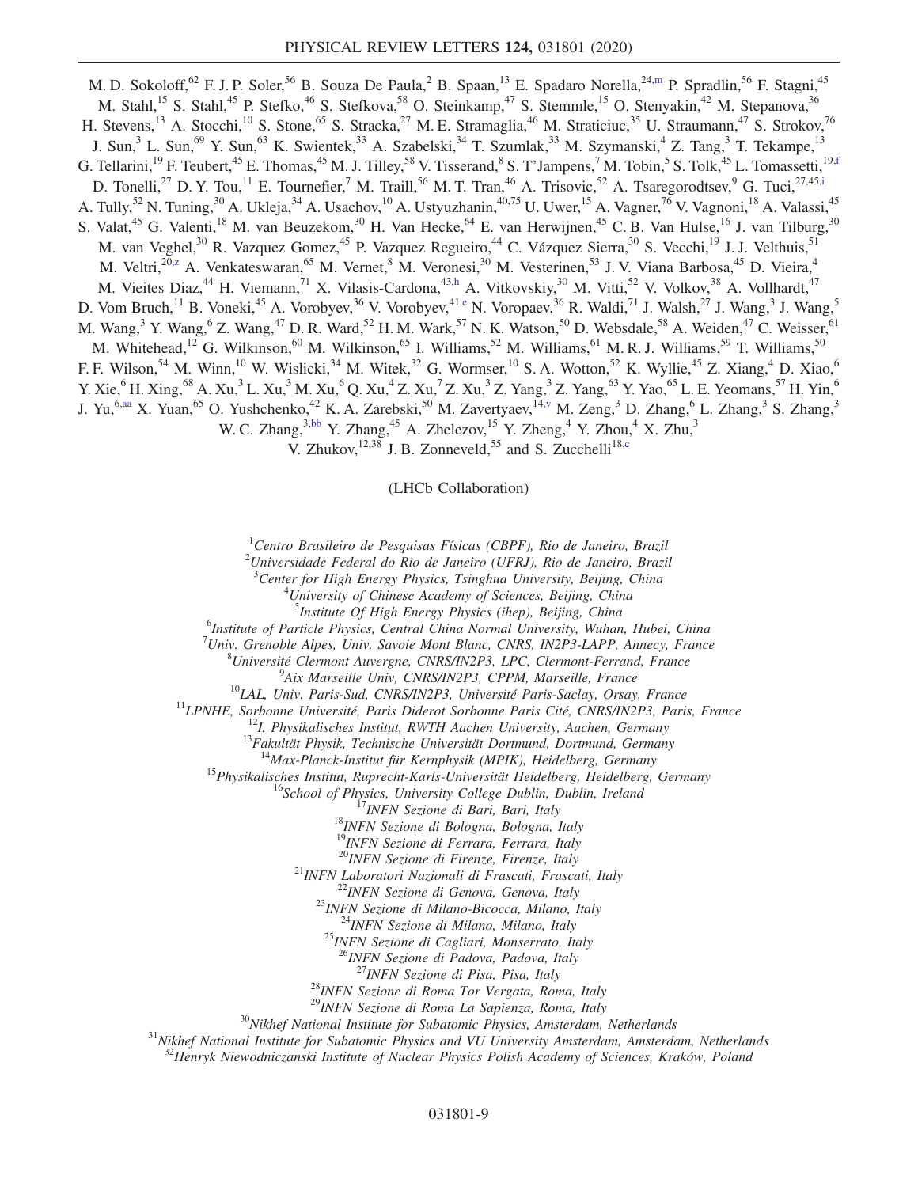M. D. Sokoloff,[62] F. J. P. Soler,[56] B. Souza De Paula,[2] B. Spaan,[13] E. Spadaro Norella,[24,m] P. Spradlin,[56] F. Stagni,[45] M. Stahl,[15] S. Stahl,[45] P. Stefko,[46] S. Stefkova,[58] O. Steinkamp,[47] S. Stemmle,[15] O. Stenyakin,[42] M. Stepanova,[36] H. Stevens,[13] A. Stocchi,[10] S. Stone,[65] S. Stracka,[27] M. E. Stramaglia,[46] M. Straticiuc,[35] U. Straumann,[47] S. Strokov,[76] J. Sun,[3] L. Sun,[69] Y. Sun,[63] K. Swientek,[33] A. Szabelski,[34] T. Szumlak,[33] M. Szymanski,[4] Z. Tang,[3] T. Tekampe,[13] G. Tellarini,[19] F. Teubert,[45] E. Thomas,[45] M. J. Tilley,[58] V. Tisserand,[8] S. T'Jampens,[7] M. Tobin,[5] S. Tolk,[45] L. Tomassetti,[19,f] D. Tonelli,[27] D. Y. Tou,[11] E. Tournefier,[7] M. Traill,[56] M. T. Tran,[46] A. Trisovic,[52] A. Tsaregorodtsev,[9] G. Tuci,[27,45,i] A. Tully,[52] N. Tuning,[30] A. Ukleja,[34] A. Usachov,[10] A. Ustyuzhanin,[40,75] U. Uwer,[15] A. Vagner,[76] V. Vagnoni,[18] A. Valassi,[45] S. Valat,[45] G. Valenti,[18] M. van Beuzekom,[30] H. Van Hecke,[64] E. van Herwijnen,[45] C. B. Van Hulse,[16] J. van Tilburg,[30] M. van Veghel,[30] R. Vazquez Gomez,[45] P. Vazquez Regueiro,[44] C. Vázquez Sierra,[30] S. Vecchi,[19] J. J. Velthuis,[51] M. Veltri,[20,z] A. Venkateswaran,[65] M. Vernet,[8] M. Veronesi,[30] M. Vesterinen,[53] J. V. Viana Barbosa,[45] D. Vieira,[4] M. Vieites Diaz,[44] H. Viemann,[71] X. Vilasis-Cardona,[43,h] A. Vitkovskiy,[30] M. Vitti,[52] V. Volkov,[38] A. Vollhardt,[47] D. Vom Bruch,[11] B. Voneki,[45] A. Vorobyev,[36] V. Vorobyev,[41,e] N. Voropaev,[36] R. Waldi,[71] J. Walsh,[27] J. Wang,[3] J. Wang,[5] M. Wang,[3] Y. Wang,[6] Z. Wang,[47] D. R. Ward,[52] H. M. Wark,[57] N. K. Watson,[50] D. Websdale,[58] A. Weiden,[47] C. Weisser,[61] M. Whitehead,[12] G. Wilkinson,[60] M. Wilkinson,[65] I. Williams,[52] M. Williams,[61] M. R. J. Williams,[59] T. Williams,[50] F. F. Wilson,[54] M. Winn,[10] W. Wislicki,[34] M. Witek,[32] G. Wormser,[10] S. A. Wotton,[52] K. Wyllie,[45] Z. Xiang,[4] D. Xiao,[6] Y. Xie,[6] H. Xing,[68] A. Xu,[3] L. Xu,[3] M. Xu,[6] Q. Xu,[4] Z. Xu,[7] Z. Xu,[3] Z. Yang,[3] Z. Yang,[63] Y. Yao,[65] L. E. Yeomans,[57] H. Yin,[6] J. Yu,[6,aa] X. Yuan,[65] O. Yushchenko,[42] K. A. Zarebski,[50] M. Zavertyaev,[14,v] M. Zeng,[3] D. Zhang,[6] L. Zhang,[3] S. Zhang,[3] W. C. Zhang,[3,bb] Y. Zhang,[45] A. Zhelezov,[15] Y. Zheng,[4] Y. Zhou,[4] X. Zhu,[3] V. Zhukov,[12,38] J. B. Zonneveld,[55] and S. Zucchelli[18,c]

(LHCb Collaboration)

[1] *Centro Brasileiro de Pesquisas Físicas (CBPF), Rio de Janeiro, Brazil*
[2] *Universidade Federal do Rio de Janeiro (UFRJ), Rio de Janeiro, Brazil*
[3] *Center for High Energy Physics, Tsinghua University, Beijing, China*
[4] *University of Chinese Academy of Sciences, Beijing, China*
[5] *Institute Of High Energy Physics (ihep), Beijing, China*
[6] *Institute of Particle Physics, Central China Normal University, Wuhan, Hubei, China*
[7] *Univ. Grenoble Alpes, Univ. Savoie Mont Blanc, CNRS, IN2P3-LAPP, Annecy, France*
[8] *Université Clermont Auvergne, CNRS/IN2P3, LPC, Clermont-Ferrand, France*
[9] *Aix Marseille Univ, CNRS/IN2P3, CPPM, Marseille, France*
[10] *LAL, Univ. Paris-Sud, CNRS/IN2P3, Université Paris-Saclay, Orsay, France*
[11] *LPNHE, Sorbonne Université, Paris Diderot Sorbonne Paris Cité, CNRS/IN2P3, Paris, France*
[12] *I. Physikalisches Institut, RWTH Aachen University, Aachen, Germany*
[13] *Fakultät Physik, Technische Universität Dortmund, Dortmund, Germany*
[14] *Max-Planck-Institut für Kernphysik (MPIK), Heidelberg, Germany*
[15] *Physikalisches Institut, Ruprecht-Karls-Universität Heidelberg, Heidelberg, Germany*
[16] *School of Physics, University College Dublin, Dublin, Ireland*
[17] *INFN Sezione di Bari, Bari, Italy*
[18] *INFN Sezione di Bologna, Bologna, Italy*
[19] *INFN Sezione di Ferrara, Ferrara, Italy*
[20] *INFN Sezione di Firenze, Firenze, Italy*
[21] *INFN Laboratori Nazionali di Frascati, Frascati, Italy*
[22] *INFN Sezione di Genova, Genova, Italy*
[23] *INFN Sezione di Milano-Bicocca, Milano, Italy*
[24] *INFN Sezione di Milano, Milano, Italy*
[25] *INFN Sezione di Cagliari, Monserrato, Italy*
[26] *INFN Sezione di Padova, Padova, Italy*
[27] *INFN Sezione di Pisa, Pisa, Italy*
[28] *INFN Sezione di Roma Tor Vergata, Roma, Italy*
[29] *INFN Sezione di Roma La Sapienza, Roma, Italy*
[30] *Nikhef National Institute for Subatomic Physics, Amsterdam, Netherlands*
[31] *Nikhef National Institute for Subatomic Physics and VU University Amsterdam, Amsterdam, Netherlands*
[32] *Henryk Niewodniczanski Institute of Nuclear Physics Polish Academy of Sciences, Kraków, Poland*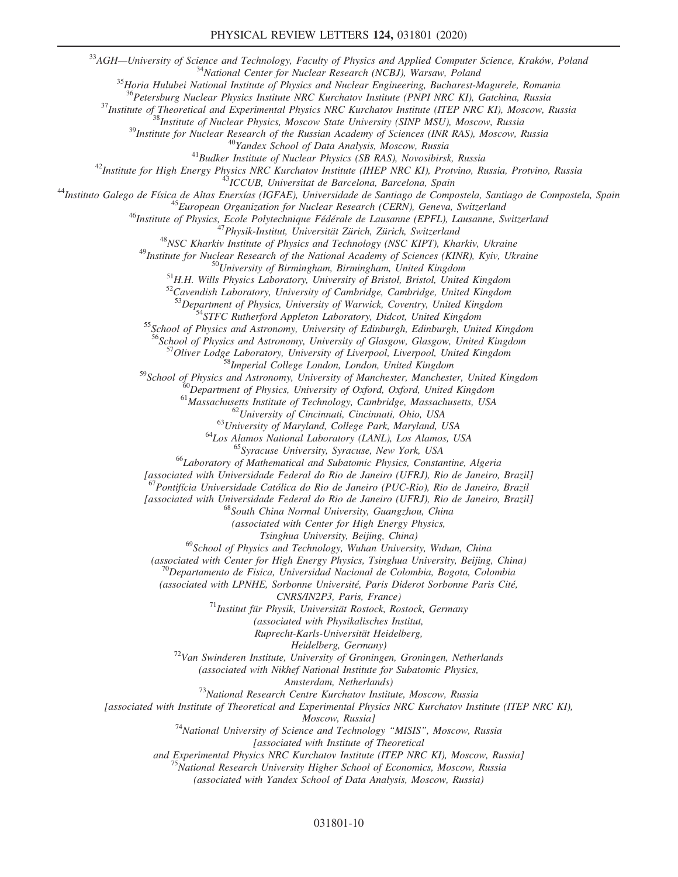[33]AGH—University of Science and Technology, Faculty of Physics and Applied Computer Science, Kraków, Poland

[34]National Center for Nuclear Research (NCBJ), Warsaw, Poland

[35]Horia Hulubei National Institute of Physics and Nuclear Engineering, Bucharest-Magurele, Romania

[36]Petersburg Nuclear Physics Institute NRC Kurchatov Institute (PNPI NRC KI), Gatchina, Russia

[37]Institute of Theoretical and Experimental Physics NRC Kurchatov Institute (ITEP NRC KI), Moscow, Russia

[38]Institute of Nuclear Physics, Moscow State University (SINP MSU), Moscow, Russia

[39]Institute for Nuclear Research of the Russian Academy of Sciences (INR RAS), Moscow, Russia

[40]Yandex School of Data Analysis, Moscow, Russia

[41]Budker Institute of Nuclear Physics (SB RAS), Novosibirsk, Russia

[42]Institute for High Energy Physics NRC Kurchatov Institute (IHEP NRC KI), Protvino, Russia, Protvino, Russia

[43]ICCUB, Universitat de Barcelona, Barcelona, Spain

[44]Instituto Galego de Física de Altas Enerxías (IGFAE), Universidade de Santiago de Compostela, Santiago de Compostela, Spain

[45]European Organization for Nuclear Research (CERN), Geneva, Switzerland

[46]Institute of Physics, Ecole Polytechnique Fédérale de Lausanne (EPFL), Lausanne, Switzerland

[47]Physik-Institut, Universität Zürich, Zürich, Switzerland

[48]NSC Kharkiv Institute of Physics and Technology (NSC KIPT), Kharkiv, Ukraine

[49]Institute for Nuclear Research of the National Academy of Sciences (KINR), Kyiv, Ukraine

[50]University of Birmingham, Birmingham, United Kingdom

[51]H.H. Wills Physics Laboratory, University of Bristol, Bristol, United Kingdom

[52]Cavendish Laboratory, University of Cambridge, Cambridge, United Kingdom

[53]Department of Physics, University of Warwick, Coventry, United Kingdom

[54]STFC Rutherford Appleton Laboratory, Didcot, United Kingdom

[55]School of Physics and Astronomy, University of Edinburgh, Edinburgh, United Kingdom

[56]School of Physics and Astronomy, University of Glasgow, Glasgow, United Kingdom

[57]Oliver Lodge Laboratory, University of Liverpool, Liverpool, United Kingdom

[58]Imperial College London, London, United Kingdom

[59]School of Physics and Astronomy, University of Manchester, Manchester, United Kingdom

[60]Department of Physics, University of Oxford, Oxford, United Kingdom

[61]Massachusetts Institute of Technology, Cambridge, Massachusetts, USA

[62]University of Cincinnati, Cincinnati, Ohio, USA

[63]University of Maryland, College Park, Maryland, USA

[64]Los Alamos National Laboratory (LANL), Los Alamos, USA

[65]Syracuse University, Syracuse, New York, USA

[66]Laboratory of Mathematical and Subatomic Physics, Constantine, Algeria [associated with Universidade Federal do Rio de Janeiro (UFRJ), Rio de Janeiro, Brazil]

[67]Pontifícia Universidade Católica do Rio de Janeiro (PUC-Rio), Rio de Janeiro, Brazil [associated with Universidade Federal do Rio de Janeiro (UFRJ), Rio de Janeiro, Brazil]

[68]South China Normal University, Guangzhou, China (associated with Center for High Energy Physics, Tsinghua University, Beijing, China)

[69]School of Physics and Technology, Wuhan University, Wuhan, China (associated with Center for High Energy Physics, Tsinghua University, Beijing, China)

[70]Departamento de Fisica, Universidad Nacional de Colombia, Bogota, Colombia (associated with LPNHE, Sorbonne Université, Paris Diderot Sorbonne Paris Cité, CNRS/IN2P3, Paris, France)

[71]Institut für Physik, Universität Rostock, Rostock, Germany (associated with Physikalisches Institut, Ruprecht-Karls-Universität Heidelberg, Heidelberg, Germany)

[72]Van Swinderen Institute, University of Groningen, Groningen, Netherlands (associated with Nikhef National Institute for Subatomic Physics, Amsterdam, Netherlands)

[73]National Research Centre Kurchatov Institute, Moscow, Russia [associated with Institute of Theoretical and Experimental Physics NRC Kurchatov Institute (ITEP NRC KI), Moscow, Russia]

[74]National University of Science and Technology "MISIS", Moscow, Russia [associated with Institute of Theoretical and Experimental Physics NRC Kurchatov Institute (ITEP NRC KI), Moscow, Russia]

[75]National Research University Higher School of Economics, Moscow, Russia (associated with Yandex School of Data Analysis, Moscow, Russia)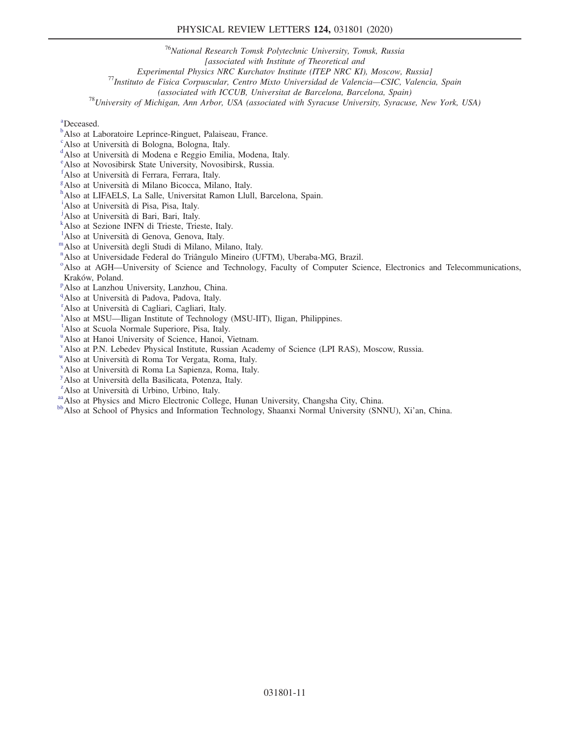[76]*National Research Tomsk Polytechnic University, Tomsk, Russia*
*[associated with Institute of Theoretical and*
*Experimental Physics NRC Kurchatov Institute (ITEP NRC KI), Moscow, Russia]*
[77]*Instituto de Fisica Corpuscular, Centro Mixto Universidad de Valencia—CSIC, Valencia, Spain*
*(associated with ICCUB, Universitat de Barcelona, Barcelona, Spain)*
[78]*University of Michigan, Ann Arbor, USA (associated with Syracuse University, Syracuse, New York, USA)*

[a]Deceased.
[b]Also at Laboratoire Leprince-Ringuet, Palaiseau, France.
[c]Also at Università di Bologna, Bologna, Italy.
[d]Also at Università di Modena e Reggio Emilia, Modena, Italy.
[e]Also at Novosibirsk State University, Novosibirsk, Russia.
[f]Also at Università di Ferrara, Ferrara, Italy.
[g]Also at Università di Milano Bicocca, Milano, Italy.
[h]Also at LIFAELS, La Salle, Universitat Ramon Llull, Barcelona, Spain.
[i]Also at Università di Pisa, Pisa, Italy.
[j]Also at Università di Bari, Bari, Italy.
[k]Also at Sezione INFN di Trieste, Trieste, Italy.
[l]Also at Università di Genova, Genova, Italy.
[m]Also at Università degli Studi di Milano, Milano, Italy.
[n]Also at Universidade Federal do Triângulo Mineiro (UFTM), Uberaba-MG, Brazil.
[o]Also at AGH—University of Science and Technology, Faculty of Computer Science, Electronics and Telecommunications, Kraków, Poland.
[p]Also at Lanzhou University, Lanzhou, China.
[q]Also at Università di Padova, Padova, Italy.
[r]Also at Università di Cagliari, Cagliari, Italy.
[s]Also at MSU—Iligan Institute of Technology (MSU-IIT), Iligan, Philippines.
[t]Also at Scuola Normale Superiore, Pisa, Italy.
[u]Also at Hanoi University of Science, Hanoi, Vietnam.
[v]Also at P.N. Lebedev Physical Institute, Russian Academy of Science (LPI RAS), Moscow, Russia.
[w]Also at Università di Roma Tor Vergata, Roma, Italy.
[x]Also at Università di Roma La Sapienza, Roma, Italy.
[y]Also at Università della Basilicata, Potenza, Italy.
[z]Also at Università di Urbino, Urbino, Italy.
[aa]Also at Physics and Micro Electronic College, Hunan University, Changsha City, China.
[bb]Also at School of Physics and Information Technology, Shaanxi Normal University (SNNU), Xi'an, China.